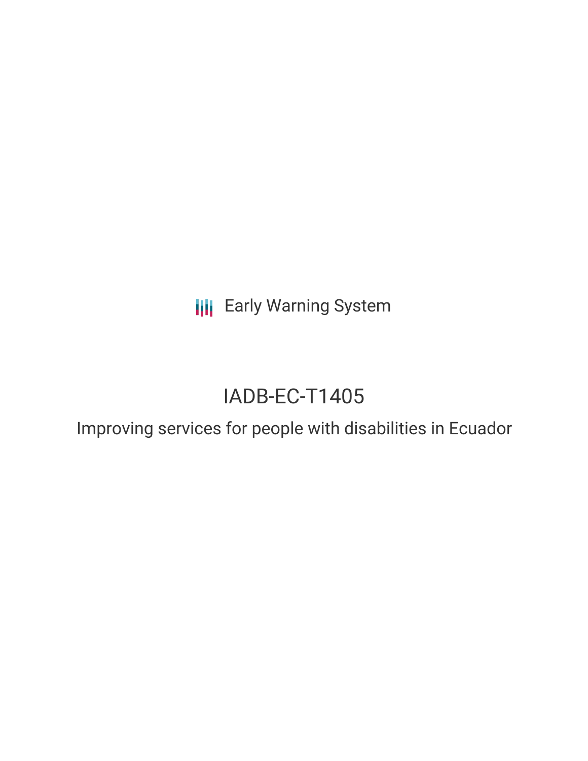Early Warning System

# IADB-EC-T1405

## Improving services for people with disabilities in Ecuador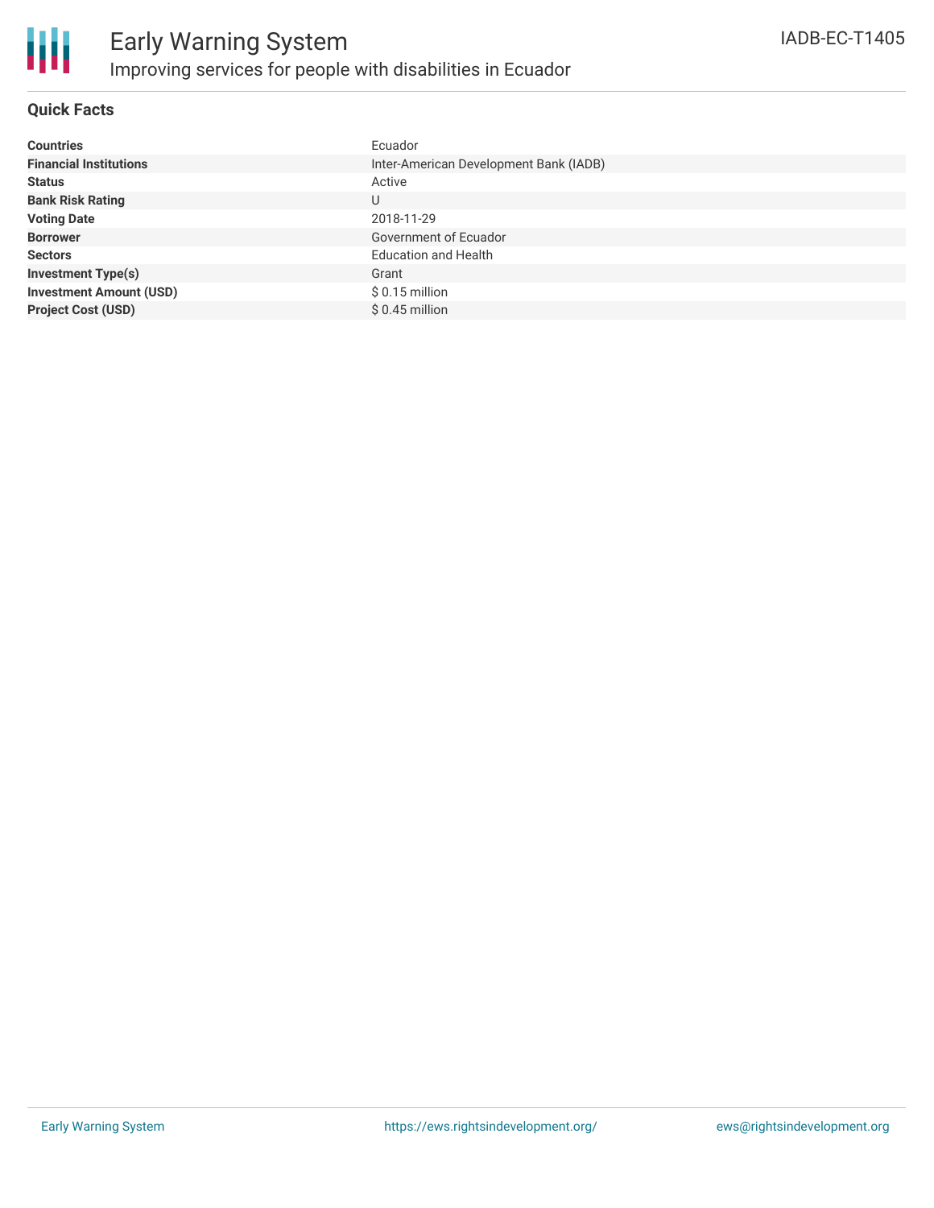# Early Warning System

## Improving services for people with disabilities in Ecuador

IADB-EC-T1405

### Quick Facts

| | |
|---|---|
| **Countries** | Ecuador |
| **Financial Institutions** | Inter-American Development Bank (IADB) |
| **Status** | Active |
| **Bank Risk Rating** | U |
| **Voting Date** | 2018-11-29 |
| **Borrower** | Government of Ecuador |
| **Sectors** | Education and Health |
| **Investment Type(s)** | Grant |
| **Investment Amount (USD)** | $ 0.15 million |
| **Project Cost (USD)** | $ 0.45 million |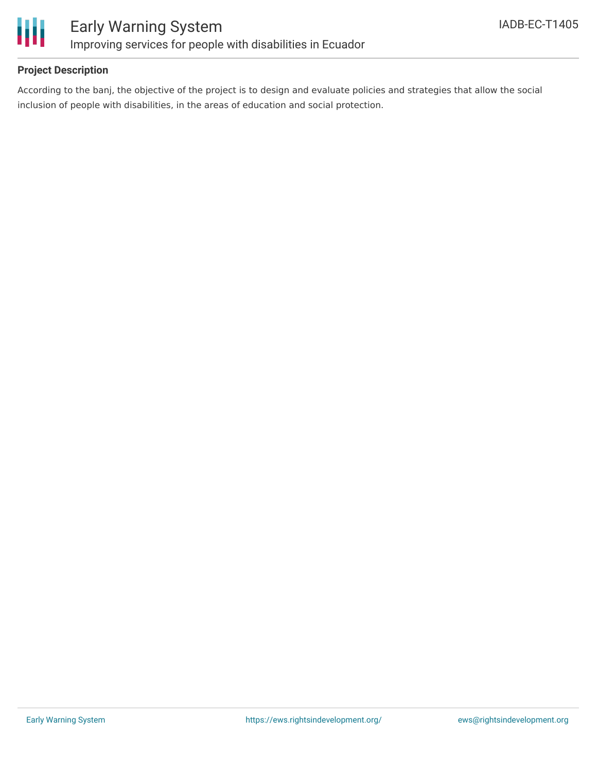## Project Description

According to the banj, the objective of the project is to design and evaluate policies and strategies that allow the social inclusion of people with disabilities, in the areas of education and social protection.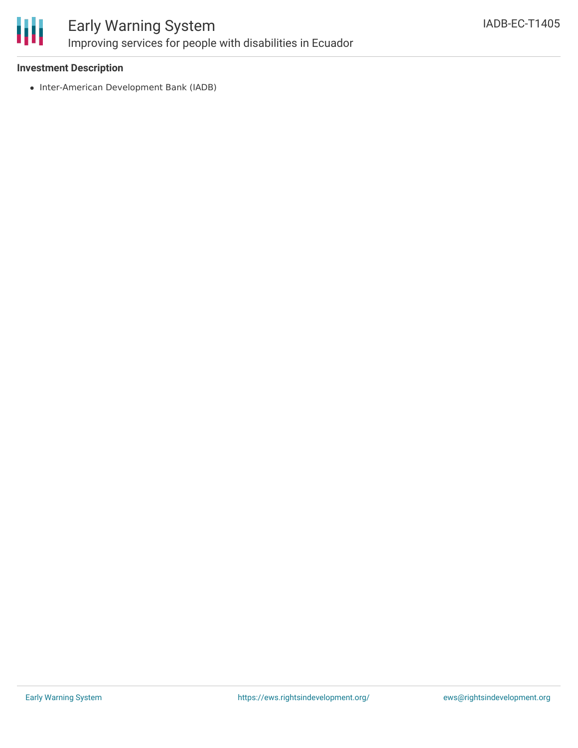**Investment Description**

- Inter-American Development Bank (IADB)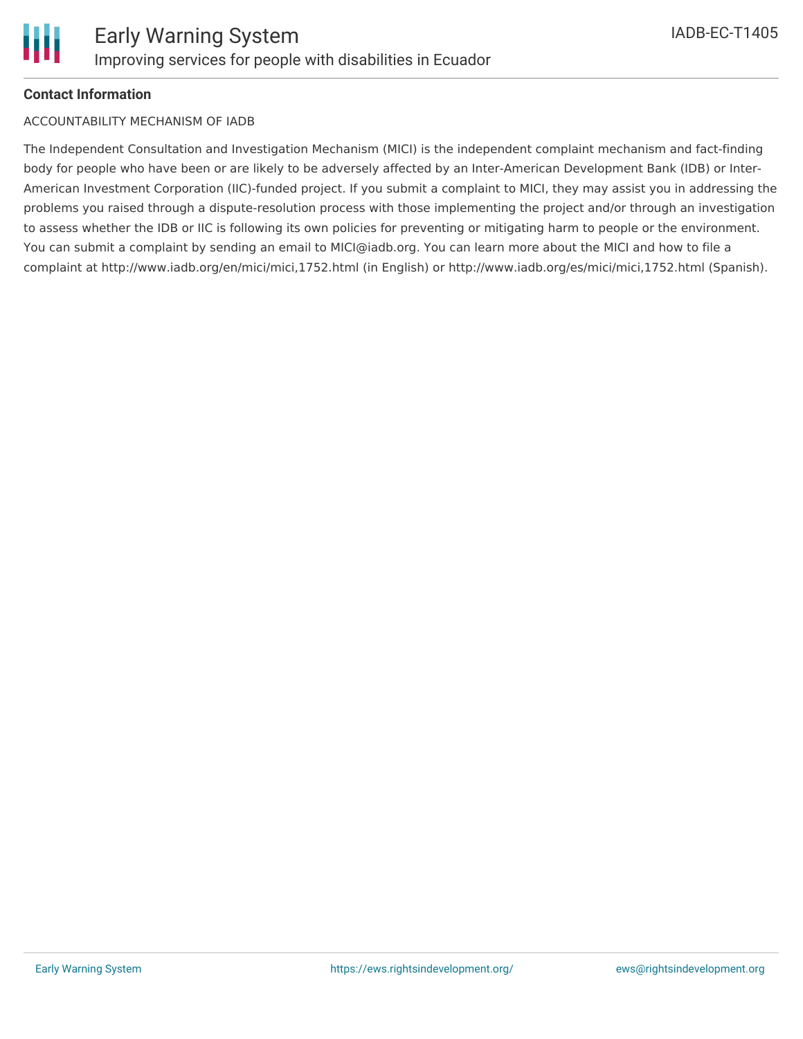**Contact Information**

ACCOUNTABILITY MECHANISM OF IADB

The Independent Consultation and Investigation Mechanism (MICI) is the independent complaint mechanism and fact-finding body for people who have been or are likely to be adversely affected by an Inter-American Development Bank (IDB) or Inter-American Investment Corporation (IIC)-funded project. If you submit a complaint to MICI, they may assist you in addressing the problems you raised through a dispute-resolution process with those implementing the project and/or through an investigation to assess whether the IDB or IIC is following its own policies for preventing or mitigating harm to people or the environment. You can submit a complaint by sending an email to MICI@iadb.org. You can learn more about the MICI and how to file a complaint at http://www.iadb.org/en/mici/mici,1752.html (in English) or http://www.iadb.org/es/mici/mici,1752.html (Spanish).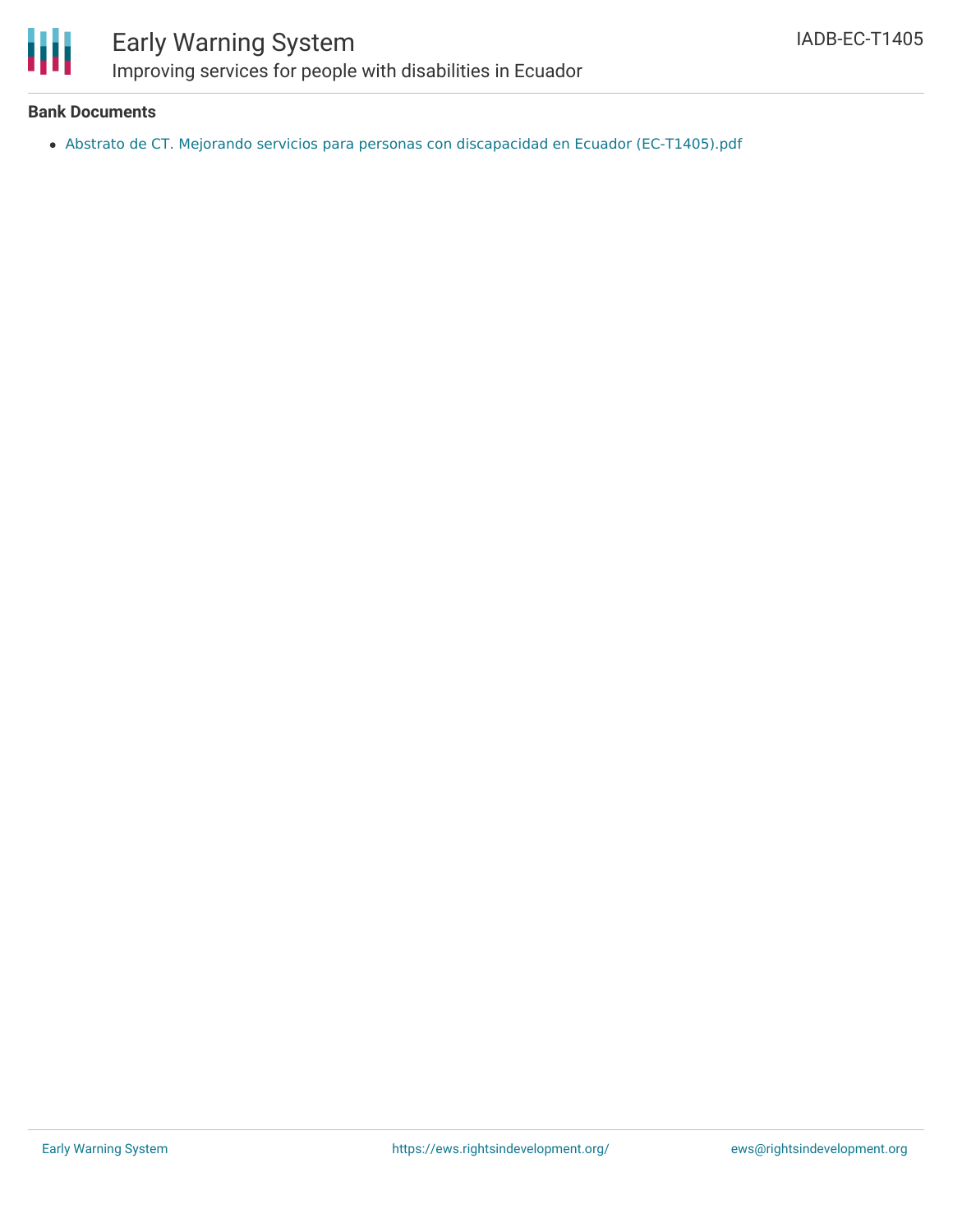**Bank Documents**

- Abstrato de CT. Mejorando servicios para personas con discapacidad en Ecuador (EC-T1405).pdf